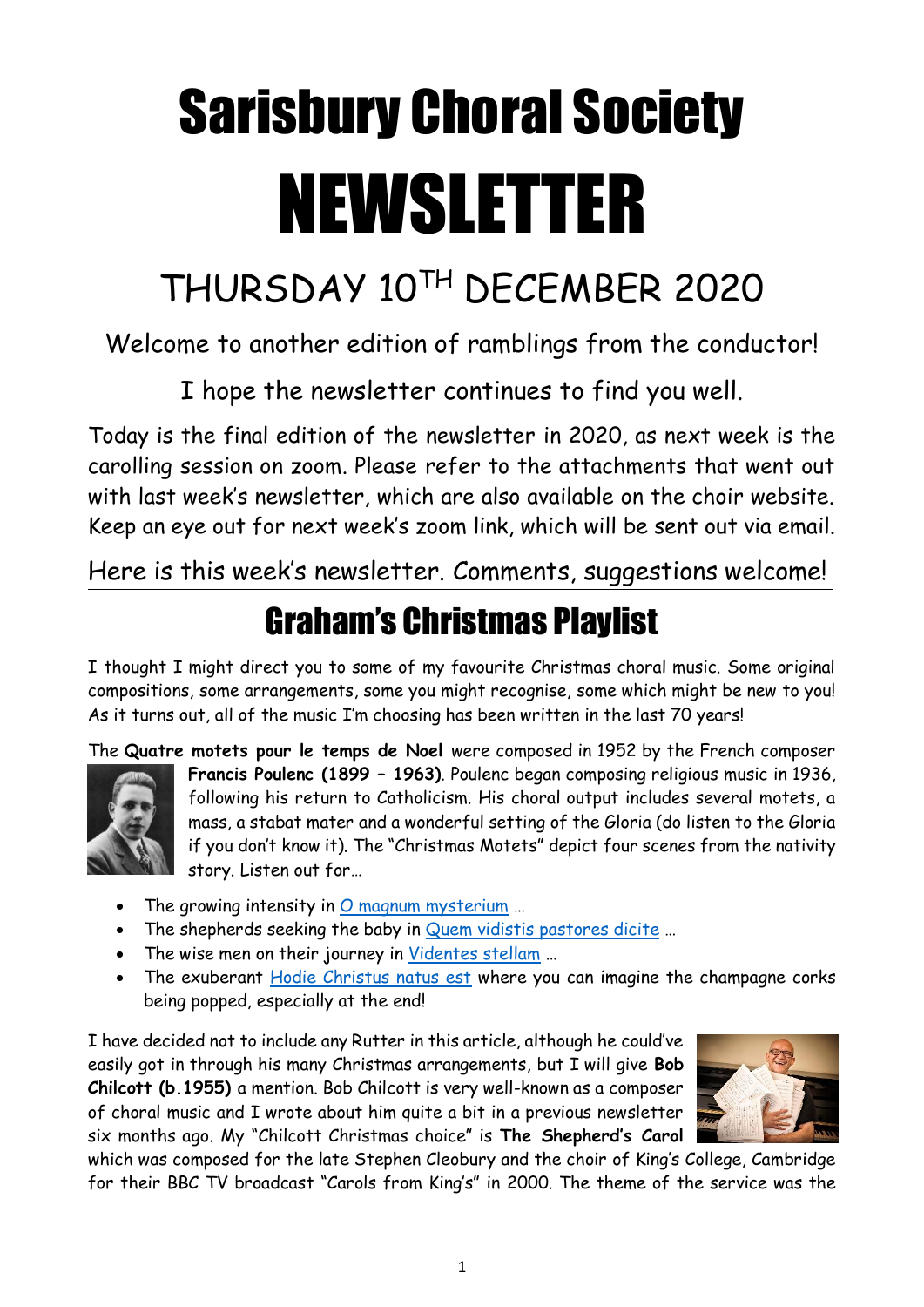# Sarisbury Choral Society

# NEWSLETTER

## THURSDAY 10TH DECEMBER 2020

Welcome to another edition of ramblings from the conductor!

I hope the newsletter continues to find you well.

Today is the final edition of the newsletter in 2020, as next week is the carolling session on zoom. Please refer to the attachments that went out with last week's newsletter, which are also available on the choir website. Keep an eye out for next week's zoom link, which will be sent out via email.

Here is this week's newsletter. Comments, suggestions welcome!

## Graham's Christmas Playlist

I thought I might direct you to some of my favourite Christmas choral music. Some original compositions, some arrangements, some you might recognise, some which might be new to you! As it turns out, all of the music I'm choosing has been written in the last 70 years!

The **Quatre motets pour le temps de Noel** were composed in 1952 by the French composer **Francis Poulenc (1899 – 1963)**. Poulenc began composing religious music in 1936, following his return to Catholicism. His choral output includes several motets, a mass, a stabat mater and a wonderful setting of the Gloria (do listen to the Gloria if you don't know it). The "Christmas Motets" depict four scenes from the nativity story. Listen out for…

- The growing intensity in O magnum mysterium …
- The shepherds seeking the baby in Quem vidistis pastores dicite …
- The wise men on their journey in Videntes stellam …
- The exuberant Hodie Christus natus est where you can imagine the champagne corks being popped, especially at the end!

I have decided not to include any Rutter in this article, although he could've easily got in through his many Christmas arrangements, but I will give **Bob Chilcott (b.1955)** a mention. Bob Chilcott is very well-known as a composer of choral music and I wrote about him quite a bit in a previous newsletter six months ago. My "Chilcott Christmas choice" is **The Shepherd's Carol** which was composed for the late Stephen Cleobury and the choir of King's College, Cambridge for their BBC TV broadcast "Carols from King's" in 2000. The theme of the service was the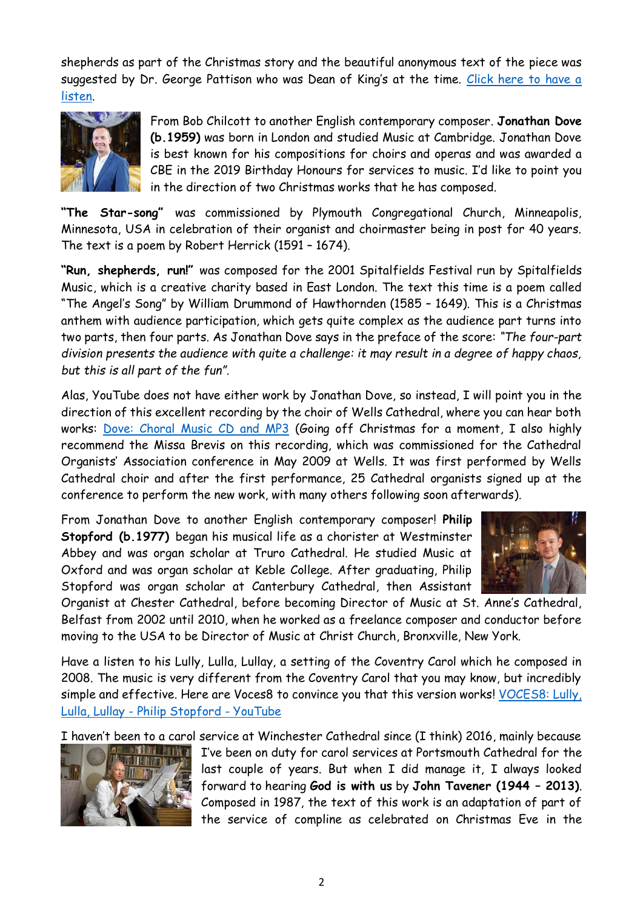shepherds as part of the Christmas story and the beautiful anonymous text of the piece was suggested by Dr. George Pattison who was Dean of King's at the time. [Click here to have a listen](#).

From Bob Chilcott to another English contemporary composer. **Jonathan Dove (b.1959)** was born in London and studied Music at Cambridge. Jonathan Dove is best known for his compositions for choirs and operas and was awarded a CBE in the 2019 Birthday Honours for services to music. I'd like to point you in the direction of two Christmas works that he has composed.

**"The Star-song"** was commissioned by Plymouth Congregational Church, Minneapolis, Minnesota, USA in celebration of their organist and choirmaster being in post for 40 years. The text is a poem by Robert Herrick (1591 – 1674).

**"Run, shepherds, run!"** was composed for the 2001 Spitalfields Festival run by Spitalfields Music, which is a creative charity based in East London. The text this time is a poem called "The Angel's Song" by William Drummond of Hawthornden (1585 – 1649). This is a Christmas anthem with audience participation, which gets quite complex as the audience part turns into two parts, then four parts. As Jonathan Dove says in the preface of the score: *"The four-part division presents the audience with quite a challenge: it may result in a degree of happy chaos, but this is all part of the fun".*

Alas, YouTube does not have either work by Jonathan Dove, so instead, I will point you in the direction of this excellent recording by the choir of Wells Cathedral, where you can hear both works: [Dove: Choral Music CD and MP3](#) (Going off Christmas for a moment, I also highly recommend the Missa Brevis on this recording, which was commissioned for the Cathedral Organists' Association conference in May 2009 at Wells. It was first performed by Wells Cathedral choir and after the first performance, 25 Cathedral organists signed up at the conference to perform the new work, with many others following soon afterwards).

From Jonathan Dove to another English contemporary composer! **Philip Stopford (b.1977)** began his musical life as a chorister at Westminster Abbey and was organ scholar at Truro Cathedral. He studied Music at Oxford and was organ scholar at Keble College. After graduating, Philip Stopford was organ scholar at Canterbury Cathedral, then Assistant Organist at Chester Cathedral, before becoming Director of Music at St. Anne's Cathedral, Belfast from 2002 until 2010, when he worked as a freelance composer and conductor before moving to the USA to be Director of Music at Christ Church, Bronxville, New York.

Have a listen to his Lully, Lulla, Lullay, a setting of the Coventry Carol which he composed in 2008. The music is very different from the Coventry Carol that you may know, but incredibly simple and effective. Here are Voces8 to convince you that this version works! [VOCES8: Lully, Lulla, Lullay - Philip Stopford - YouTube](#)

I haven't been to a carol service at Winchester Cathedral since (I think) 2016, mainly because I've been on duty for carol services at Portsmouth Cathedral for the last couple of years. But when I did manage it, I always looked forward to hearing **God is with us** by **John Tavener (1944 – 2013)**. Composed in 1987, the text of this work is an adaptation of part of the service of compline as celebrated on Christmas Eve in the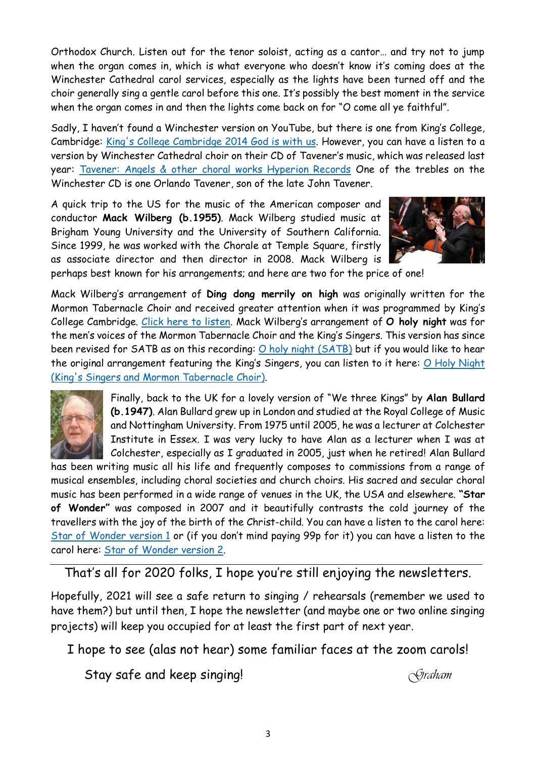Orthodox Church. Listen out for the tenor soloist, acting as a cantor… and try not to jump when the organ comes in, which is what everyone who doesn't know it's coming does at the Winchester Cathedral carol services, especially as the lights have been turned off and the choir generally sing a gentle carol before this one. It's possibly the best moment in the service when the organ comes in and then the lights come back on for "O come all ye faithful".

Sadly, I haven't found a Winchester version on YouTube, but there is one from King's College, Cambridge: King's College Cambridge 2014 God is with us. However, you can have a listen to a version by Winchester Cathedral choir on their CD of Tavener's music, which was released last year: Tavener: Angels & other choral works Hyperion Records One of the trebles on the Winchester CD is one Orlando Tavener, son of the late John Tavener.

A quick trip to the US for the music of the American composer and conductor **Mack Wilberg (b.1955)**. Mack Wilberg studied music at Brigham Young University and the University of Southern California. Since 1999, he was worked with the Chorale at Temple Square, firstly as associate director and then director in 2008. Mack Wilberg is perhaps best known for his arrangements; and here are two for the price of one!

Mack Wilberg's arrangement of **Ding dong merrily on high** was originally written for the Mormon Tabernacle Choir and received greater attention when it was programmed by King's College Cambridge. Click here to listen. Mack Wilberg's arrangement of **O holy night** was for the men's voices of the Mormon Tabernacle Choir and the King's Singers. This version has since been revised for SATB as on this recording: O holy night (SATB) but if you would like to hear the original arrangement featuring the King's Singers, you can listen to it here: O Holy Night (King's Singers and Mormon Tabernacle Choir).

Finally, back to the UK for a lovely version of "We three Kings" by **Alan Bullard (b.1947)**. Alan Bullard grew up in London and studied at the Royal College of Music and Nottingham University. From 1975 until 2005, he was a lecturer at Colchester Institute in Essex. I was very lucky to have Alan as a lecturer when I was at Colchester, especially as I graduated in 2005, just when he retired! Alan Bullard has been writing music all his life and frequently composes to commissions from a range of musical ensembles, including choral societies and church choirs. His sacred and secular choral music has been performed in a wide range of venues in the UK, the USA and elsewhere. **"Star of Wonder"** was composed in 2007 and it beautifully contrasts the cold journey of the travellers with the joy of the birth of the Christ-child. You can have a listen to the carol here: Star of Wonder version 1 or (if you don't mind paying 99p for it) you can have a listen to the carol here: Star of Wonder version 2.

---

That's all for 2020 folks, I hope you're still enjoying the newsletters.

Hopefully, 2021 will see a safe return to singing / rehearsals (remember we used to have them?) but until then, I hope the newsletter (and maybe one or two online singing projects) will keep you occupied for at least the first part of next year.

I hope to see (alas not hear) some familiar faces at the zoom carols!

Stay safe and keep singing!

*Graham*